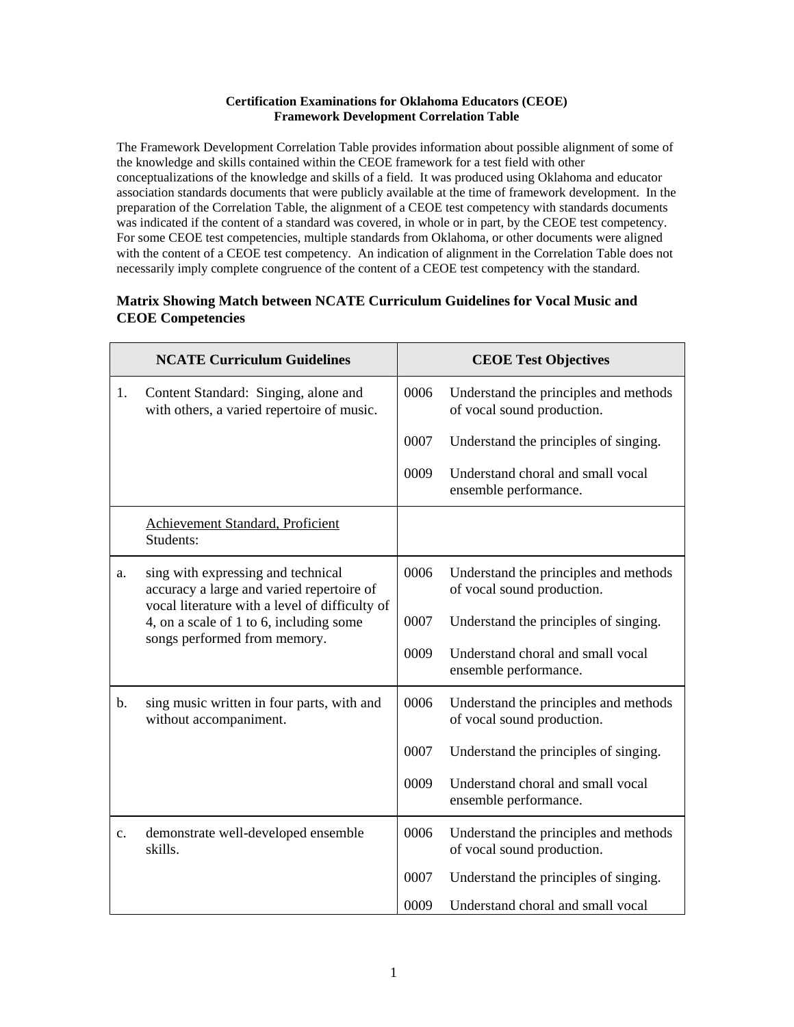**Certification Examinations for Oklahoma Educators (CEOE)**
**Framework Development Correlation Table**

The Framework Development Correlation Table provides information about possible alignment of some of the knowledge and skills contained within the CEOE framework for a test field with other conceptualizations of the knowledge and skills of a field. It was produced using Oklahoma and educator association standards documents that were publicly available at the time of framework development. In the preparation of the Correlation Table, the alignment of a CEOE test competency with standards documents was indicated if the content of a standard was covered, in whole or in part, by the CEOE test competency. For some CEOE test competencies, multiple standards from Oklahoma, or other documents were aligned with the content of a CEOE test competency. An indication of alignment in the Correlation Table does not necessarily imply complete congruence of the content of a CEOE test competency with the standard.

### Matrix Showing Match between NCATE Curriculum Guidelines for Vocal Music and CEOE Competencies

| | NCATE Curriculum Guidelines | | CEOE Test Objectives |
|---|---|---|---|
| 1. | Content Standard: Singing, alone and with others, a varied repertoire of music. | 0006 | Understand the principles and methods of vocal sound production. |
| | | 0007 | Understand the principles of singing. |
| | | 0009 | Understand choral and small vocal ensemble performance. |
| | Achievement Standard, Proficient Students: | | |
| a. | sing with expressing and technical accuracy a large and varied repertoire of vocal literature with a level of difficulty of 4, on a scale of 1 to 6, including some songs performed from memory. | 0006 | Understand the principles and methods of vocal sound production. |
| | | 0007 | Understand the principles of singing. |
| | | 0009 | Understand choral and small vocal ensemble performance. |
| b. | sing music written in four parts, with and without accompaniment. | 0006 | Understand the principles and methods of vocal sound production. |
| | | 0007 | Understand the principles of singing. |
| | | 0009 | Understand choral and small vocal ensemble performance. |
| c. | demonstrate well-developed ensemble skills. | 0006 | Understand the principles and methods of vocal sound production. |
| | | 0007 | Understand the principles of singing. |
| | | 0009 | Understand choral and small vocal |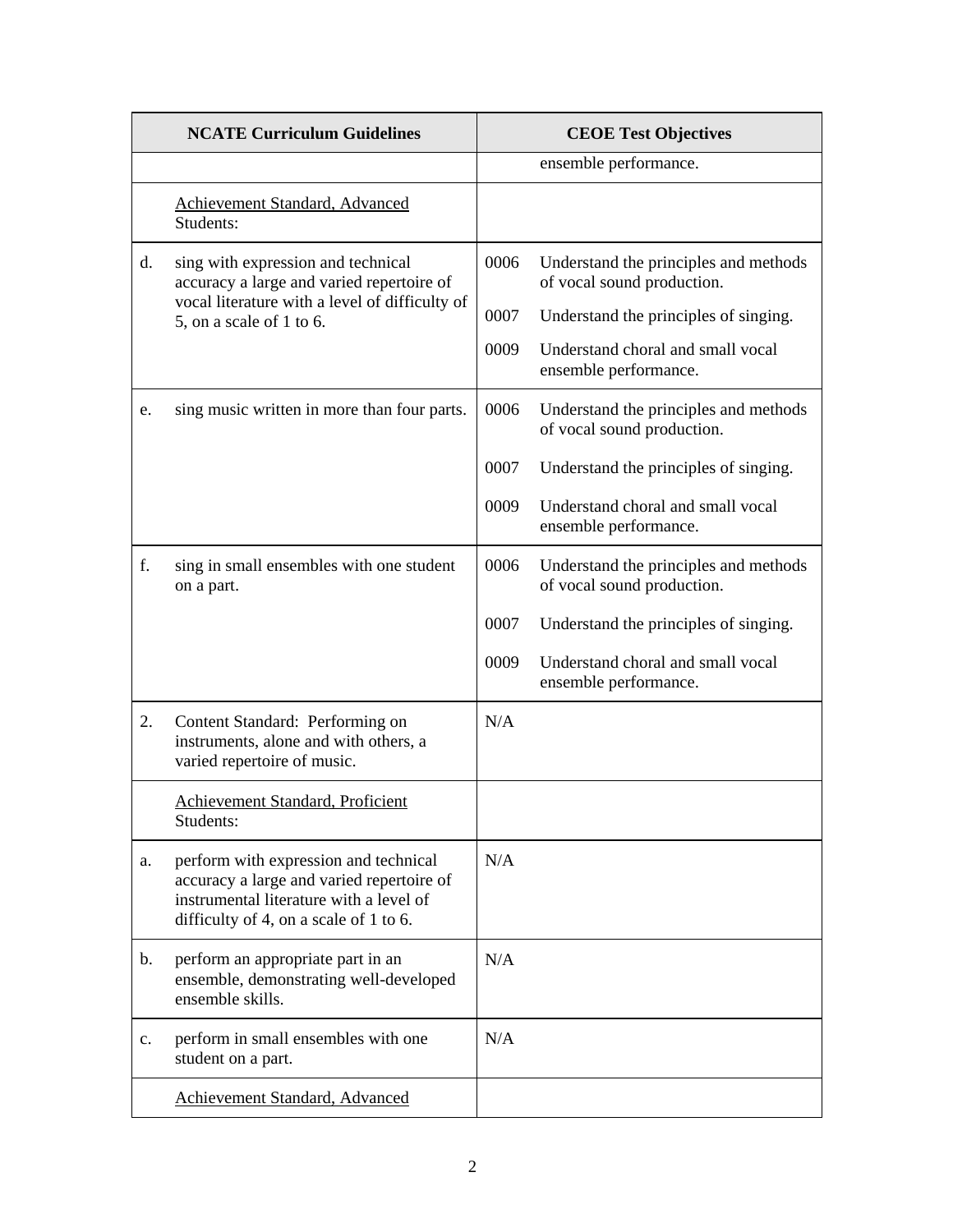| NCATE Curriculum Guidelines | CEOE Test Objectives |
| --- | --- |
| | ensemble performance. |
| Achievement Standard, Advanced Students: | |
| d. sing with expression and technical accuracy a large and varied repertoire of vocal literature with a level of difficulty of 5, on a scale of 1 to 6. | 0006 Understand the principles and methods of vocal sound production.<br>0007 Understand the principles of singing.<br>0009 Understand choral and small vocal ensemble performance. |
| e. sing music written in more than four parts. | 0006 Understand the principles and methods of vocal sound production.<br>0007 Understand the principles of singing.<br>0009 Understand choral and small vocal ensemble performance. |
| f. sing in small ensembles with one student on a part. | 0006 Understand the principles and methods of vocal sound production.<br>0007 Understand the principles of singing.<br>0009 Understand choral and small vocal ensemble performance. |
| 2. Content Standard: Performing on instruments, alone and with others, a varied repertoire of music. | N/A |
| Achievement Standard, Proficient Students: | |
| a. perform with expression and technical accuracy a large and varied repertoire of instrumental literature with a level of difficulty of 4, on a scale of 1 to 6. | N/A |
| b. perform an appropriate part in an ensemble, demonstrating well-developed ensemble skills. | N/A |
| c. perform in small ensembles with one student on a part. | N/A |
| Achievement Standard, Advanced | |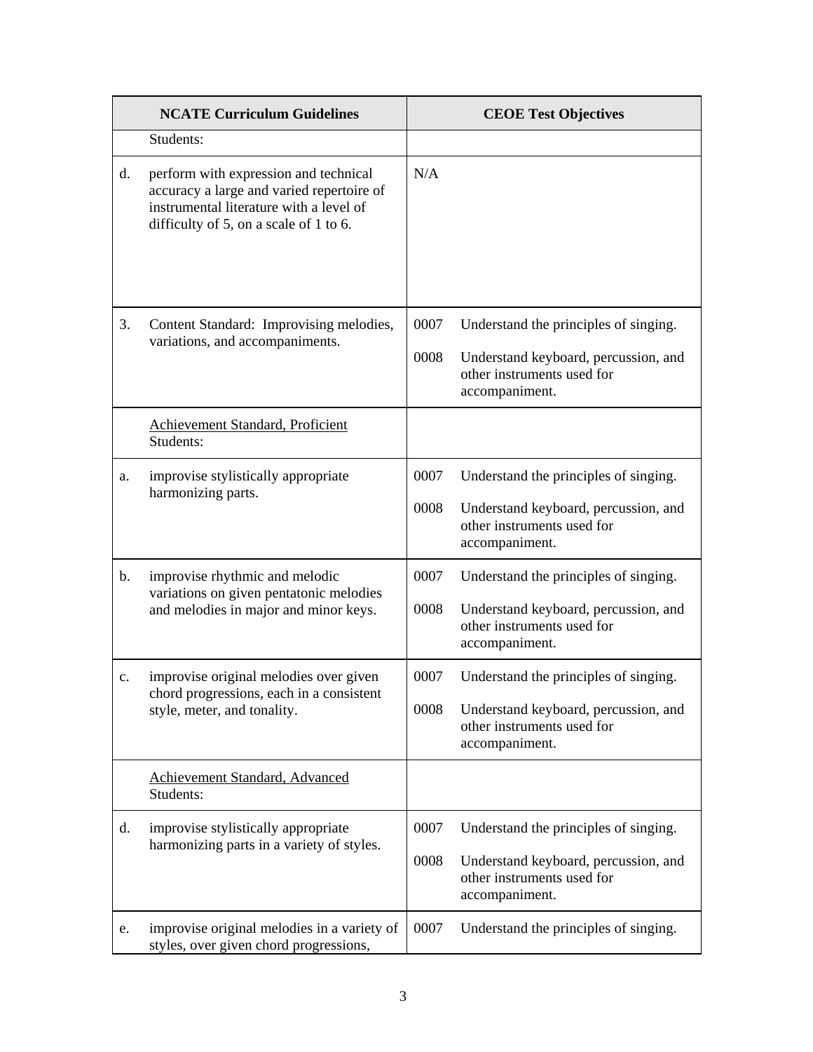| NCATE Curriculum Guidelines | CEOE Test Objectives |
|---|---|
| Students: | |
| d. perform with expression and technical accuracy a large and varied repertoire of instrumental literature with a level of difficulty of 5, on a scale of 1 to 6. | N/A |
| 3. Content Standard: Improvising melodies, variations, and accompaniments. | 0007 Understand the principles of singing.<br><br>0008 Understand keyboard, percussion, and other instruments used for accompaniment. |
| <u>Achievement Standard, Proficient</u><br>Students: | |
| a. improvise stylistically appropriate harmonizing parts. | 0007 Understand the principles of singing.<br><br>0008 Understand keyboard, percussion, and other instruments used for accompaniment. |
| b. improvise rhythmic and melodic variations on given pentatonic melodies and melodies in major and minor keys. | 0007 Understand the principles of singing.<br><br>0008 Understand keyboard, percussion, and other instruments used for accompaniment. |
| c. improvise original melodies over given chord progressions, each in a consistent style, meter, and tonality. | 0007 Understand the principles of singing.<br><br>0008 Understand keyboard, percussion, and other instruments used for accompaniment. |
| <u>Achievement Standard, Advanced</u><br>Students: | |
| d. improvise stylistically appropriate harmonizing parts in a variety of styles. | 0007 Understand the principles of singing.<br><br>0008 Understand keyboard, percussion, and other instruments used for accompaniment. |
| e. improvise original melodies in a variety of styles, over given chord progressions, | 0007 Understand the principles of singing. |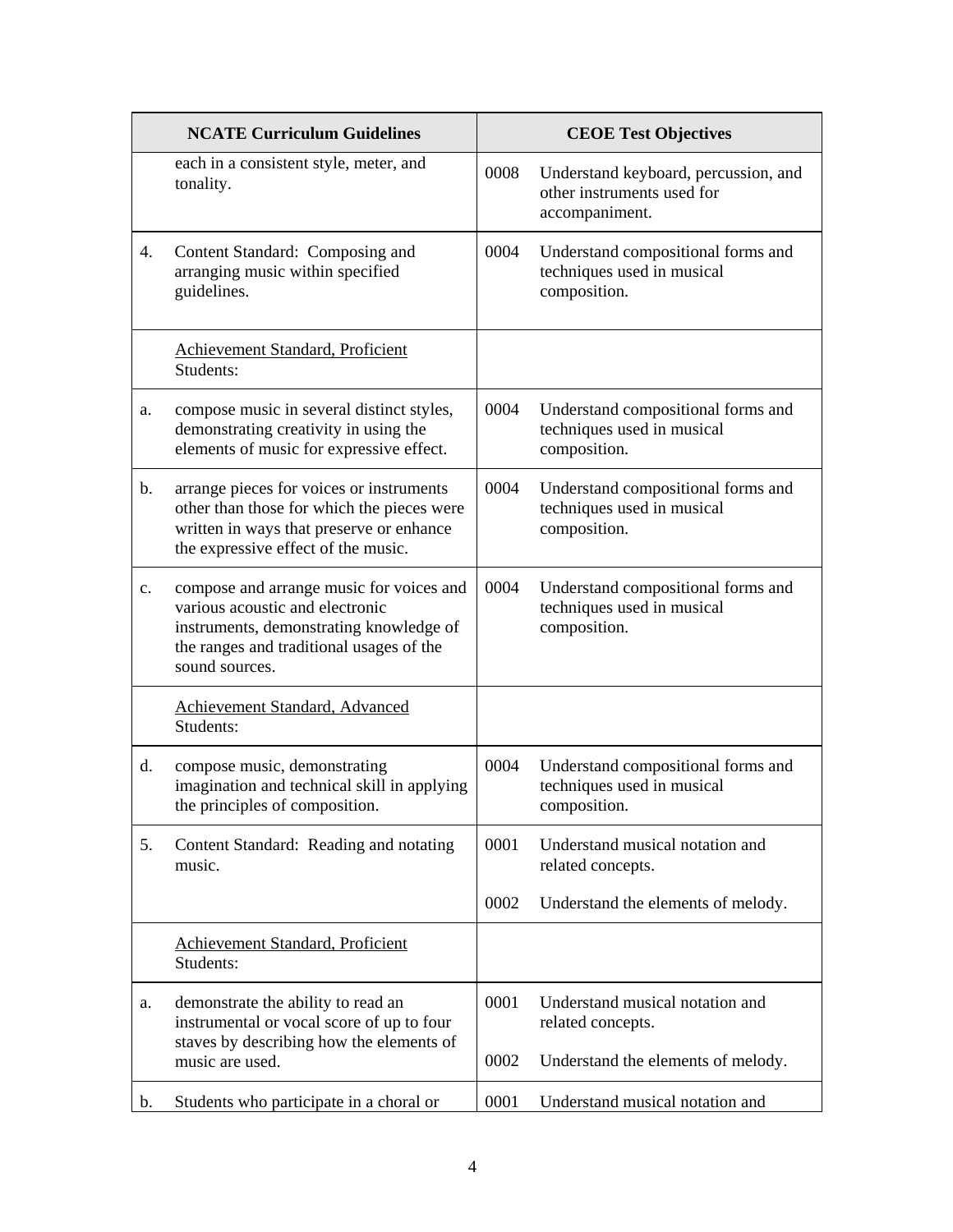| NCATE Curriculum Guidelines | | CEOE Test Objectives | |
|---|---|---|---|
| | each in a consistent style, meter, and tonality. | 0008 | Understand keyboard, percussion, and other instruments used for accompaniment. |
| 4. | Content Standard: Composing and arranging music within specified guidelines. | 0004 | Understand compositional forms and techniques used in musical composition. |
| | <u>Achievement Standard, Proficient</u> Students: | | |
| a. | compose music in several distinct styles, demonstrating creativity in using the elements of music for expressive effect. | 0004 | Understand compositional forms and techniques used in musical composition. |
| b. | arrange pieces for voices or instruments other than those for which the pieces were written in ways that preserve or enhance the expressive effect of the music. | 0004 | Understand compositional forms and techniques used in musical composition. |
| c. | compose and arrange music for voices and various acoustic and electronic instruments, demonstrating knowledge of the ranges and traditional usages of the sound sources. | 0004 | Understand compositional forms and techniques used in musical composition. |
| | <u>Achievement Standard, Advanced</u> Students: | | |
| d. | compose music, demonstrating imagination and technical skill in applying the principles of composition. | 0004 | Understand compositional forms and techniques used in musical composition. |
| 5. | Content Standard: Reading and notating music. | 0001<br><br>0002 | Understand musical notation and related concepts.<br><br>Understand the elements of melody. |
| | <u>Achievement Standard, Proficient</u> Students: | | |
| a. | demonstrate the ability to read an instrumental or vocal score of up to four staves by describing how the elements of music are used. | 0001<br><br>0002 | Understand musical notation and related concepts.<br><br>Understand the elements of melody. |
| b. | Students who participate in a choral or | 0001 | Understand musical notation and |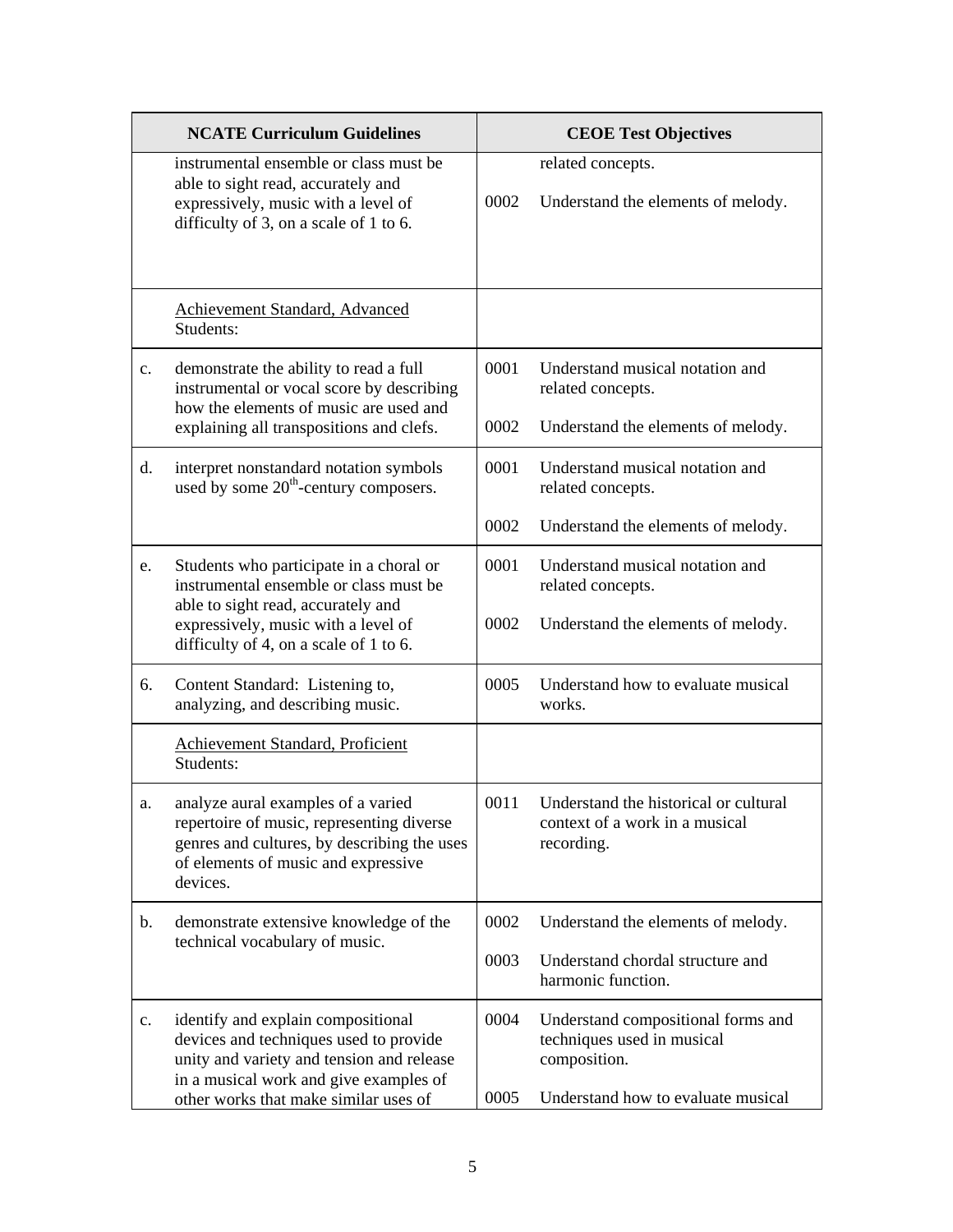| | NCATE Curriculum Guidelines | | CEOE Test Objectives |
|---|---|---|---|
| | instrumental ensemble or class must be able to sight read, accurately and expressively, music with a level of difficulty of 3, on a scale of 1 to 6. | | related concepts. |
| | | 0002 | Understand the elements of melody. |
| | Achievement Standard, Advanced Students: | | |
| c. | demonstrate the ability to read a full instrumental or vocal score by describing how the elements of music are used and explaining all transpositions and clefs. | 0001 | Understand musical notation and related concepts. |
| | | 0002 | Understand the elements of melody. |
| d. | interpret nonstandard notation symbols used by some 20th-century composers. | 0001 | Understand musical notation and related concepts. |
| | | 0002 | Understand the elements of melody. |
| e. | Students who participate in a choral or instrumental ensemble or class must be able to sight read, accurately and expressively, music with a level of difficulty of 4, on a scale of 1 to 6. | 0001 | Understand musical notation and related concepts. |
| | | 0002 | Understand the elements of melody. |
| 6. | Content Standard: Listening to, analyzing, and describing music. | 0005 | Understand how to evaluate musical works. |
| | Achievement Standard, Proficient Students: | | |
| a. | analyze aural examples of a varied repertoire of music, representing diverse genres and cultures, by describing the uses of elements of music and expressive devices. | 0011 | Understand the historical or cultural context of a work in a musical recording. |
| b. | demonstrate extensive knowledge of the technical vocabulary of music. | 0002 | Understand the elements of melody. |
| | | 0003 | Understand chordal structure and harmonic function. |
| c. | identify and explain compositional devices and techniques used to provide unity and variety and tension and release in a musical work and give examples of other works that make similar uses of | 0004 | Understand compositional forms and techniques used in musical composition. |
| | | 0005 | Understand how to evaluate musical |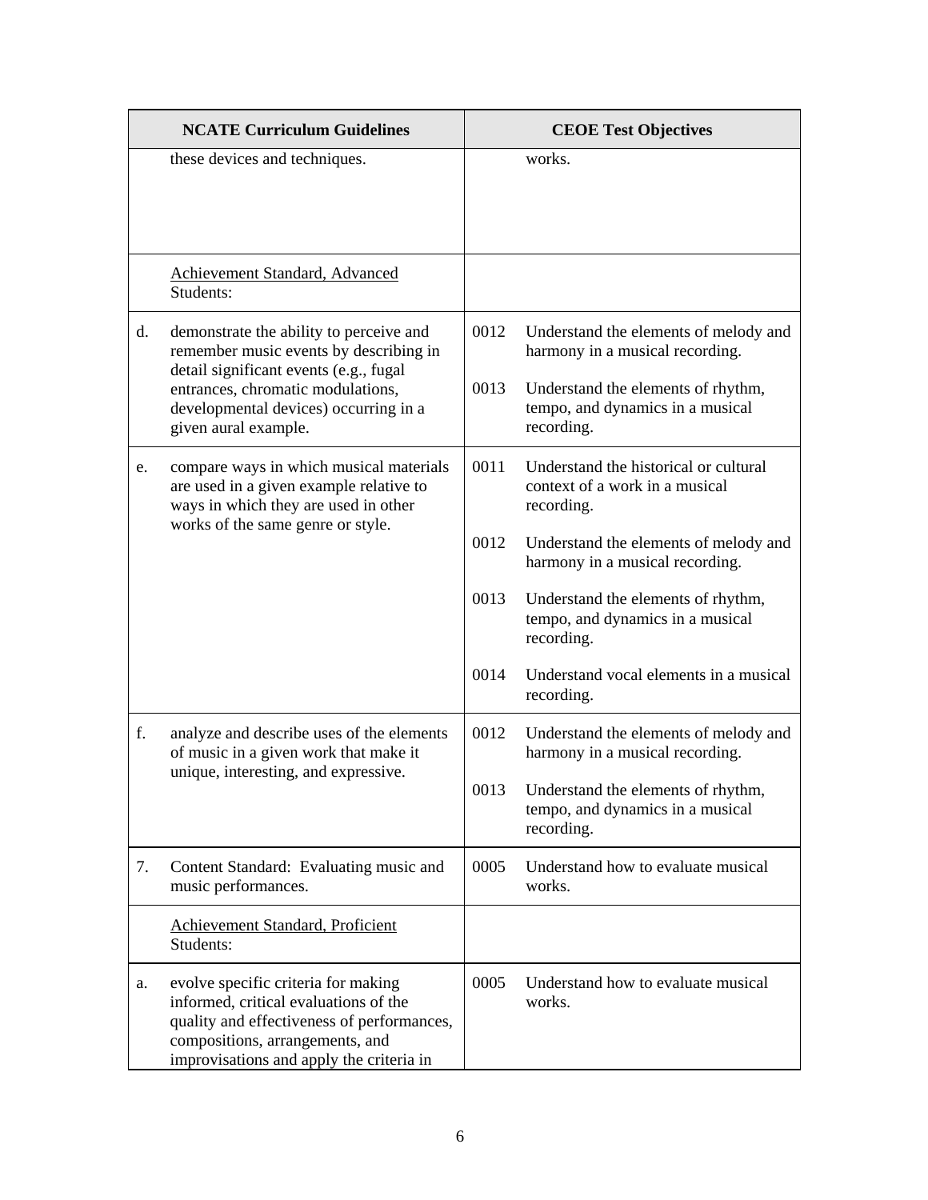| NCATE Curriculum Guidelines | | CEOE Test Objectives | |
|---|---|---|---|
| | these devices and techniques. | | works. |
| | <u>Achievement Standard, Advanced</u> Students: | | |
| d. | demonstrate the ability to perceive and remember music events by describing in detail significant events (e.g., fugal entrances, chromatic modulations, developmental devices) occurring in a given aural example. | 0012<br><br>0013 | Understand the elements of melody and harmony in a musical recording.<br><br>Understand the elements of rhythm, tempo, and dynamics in a musical recording. |
| e. | compare ways in which musical materials are used in a given example relative to ways in which they are used in other works of the same genre or style. | 0011<br><br>0012<br><br>0013<br><br>0014 | Understand the historical or cultural context of a work in a musical recording.<br><br>Understand the elements of melody and harmony in a musical recording.<br><br>Understand the elements of rhythm, tempo, and dynamics in a musical recording.<br><br>Understand vocal elements in a musical recording. |
| f. | analyze and describe uses of the elements of music in a given work that make it unique, interesting, and expressive. | 0012<br><br>0013 | Understand the elements of melody and harmony in a musical recording.<br><br>Understand the elements of rhythm, tempo, and dynamics in a musical recording. |
| 7. | Content Standard: Evaluating music and music performances. | 0005 | Understand how to evaluate musical works. |
| | <u>Achievement Standard, Proficient</u> Students: | | |
| a. | evolve specific criteria for making informed, critical evaluations of the quality and effectiveness of performances, compositions, arrangements, and improvisations and apply the criteria in | 0005 | Understand how to evaluate musical works. |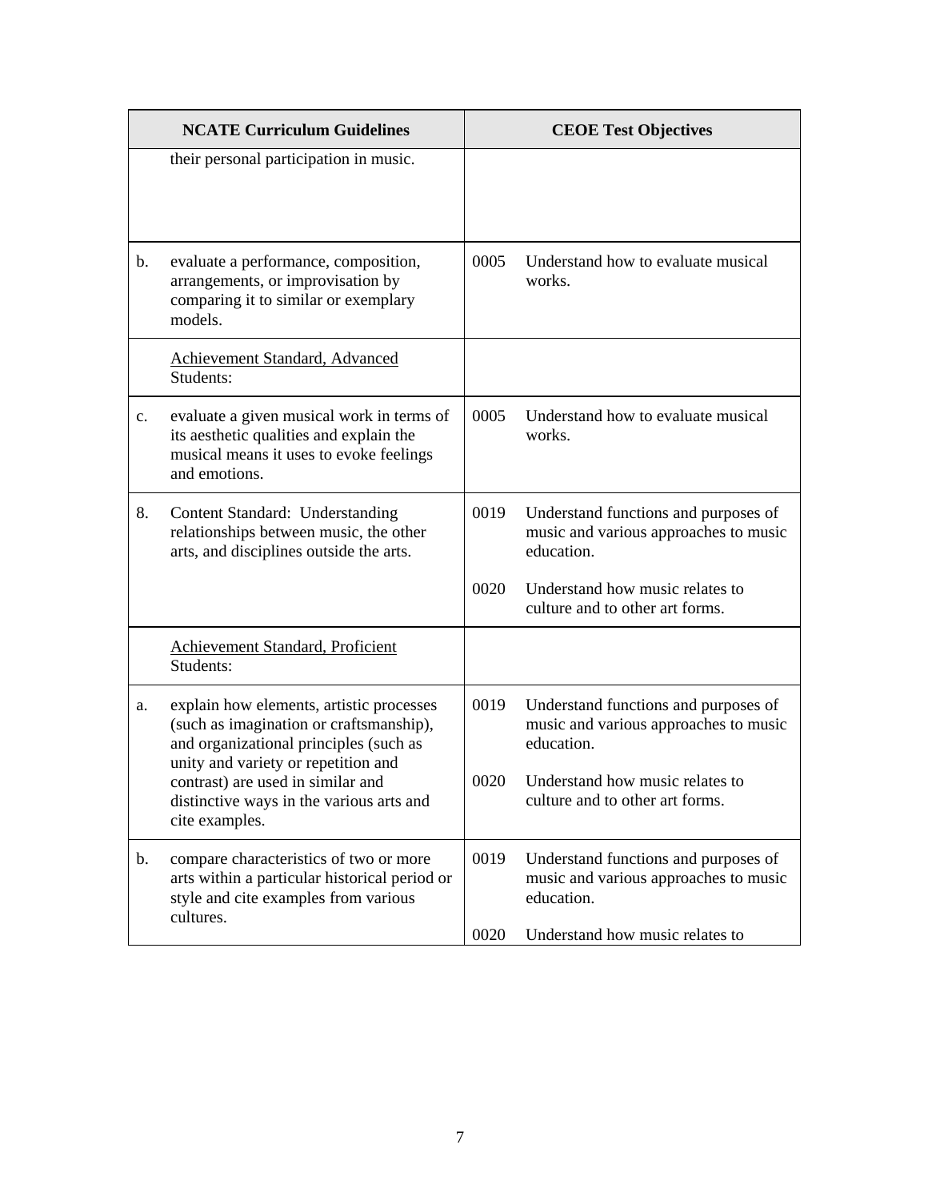| NCATE Curriculum Guidelines | | CEOE Test Objectives | |
|---|---|---|---|
| | their personal participation in music. | | |
| b. | evaluate a performance, composition, arrangements, or improvisation by comparing it to similar or exemplary models. | 0005 | Understand how to evaluate musical works. |
| | Achievement Standard, Advanced Students: | | |
| c. | evaluate a given musical work in terms of its aesthetic qualities and explain the musical means it uses to evoke feelings and emotions. | 0005 | Understand how to evaluate musical works. |
| 8. | Content Standard: Understanding relationships between music, the other arts, and disciplines outside the arts. | 0019 | Understand functions and purposes of music and various approaches to music education. |
| | | 0020 | Understand how music relates to culture and to other art forms. |
| | Achievement Standard, Proficient Students: | | |
| a. | explain how elements, artistic processes (such as imagination or craftsmanship), and organizational principles (such as unity and variety or repetition and contrast) are used in similar and distinctive ways in the various arts and cite examples. | 0019 | Understand functions and purposes of music and various approaches to music education. |
| | | 0020 | Understand how music relates to culture and to other art forms. |
| b. | compare characteristics of two or more arts within a particular historical period or style and cite examples from various cultures. | 0019 | Understand functions and purposes of music and various approaches to music education. |
| | | 0020 | Understand how music relates to |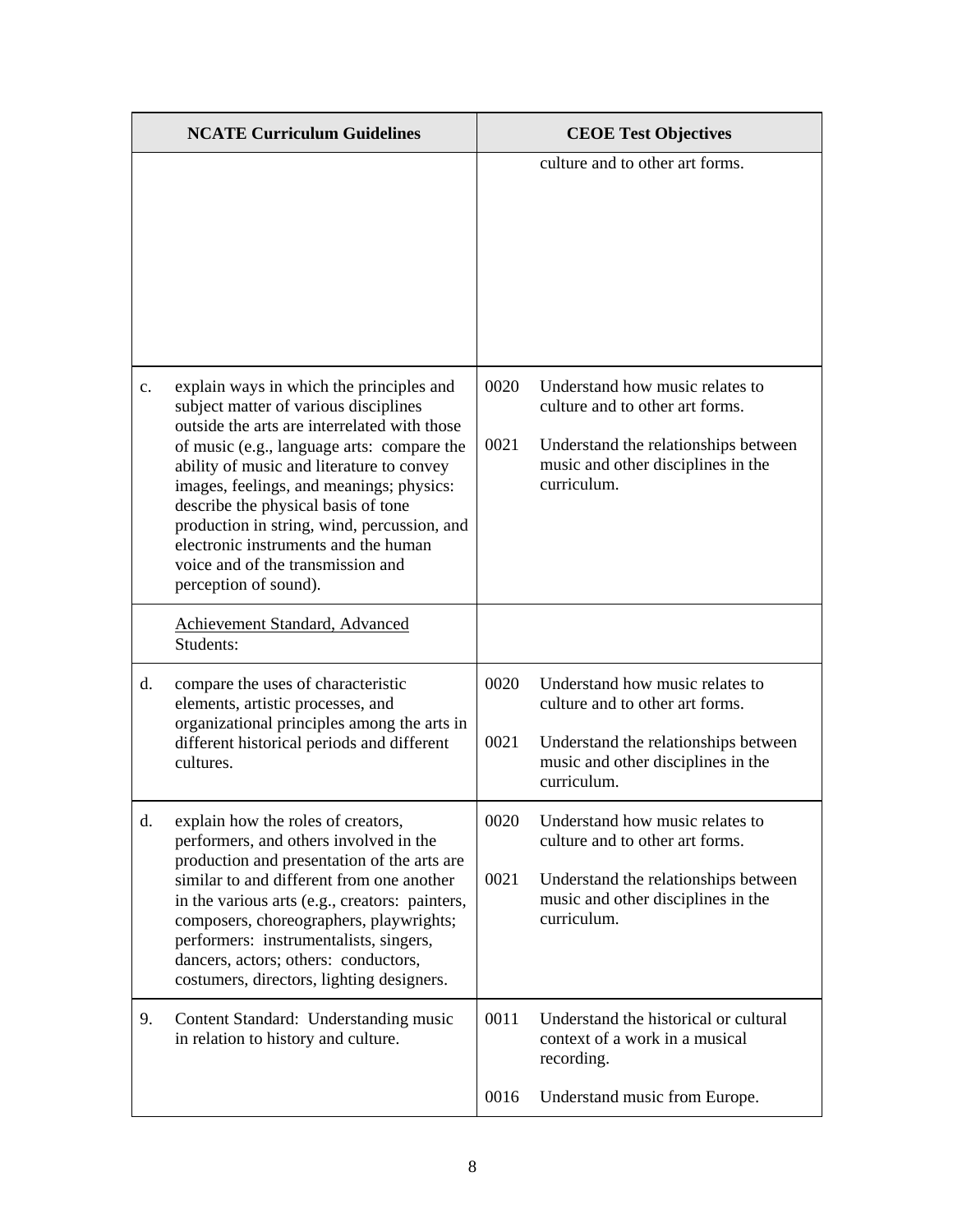| NCATE Curriculum Guidelines | CEOE Test Objectives |
|---|---|
| | culture and to other art forms. |
| c. explain ways in which the principles and subject matter of various disciplines outside the arts are interrelated with those of music (e.g., language arts: compare the ability of music and literature to convey images, feelings, and meanings; physics: describe the physical basis of tone production in string, wind, percussion, and electronic instruments and the human voice and of the transmission and perception of sound). | 0020 Understand how music relates to culture and to other art forms.<br><br>0021 Understand the relationships between music and other disciplines in the curriculum. |
| <u>Achievement Standard, Advanced</u> Students: | |
| d. compare the uses of characteristic elements, artistic processes, and organizational principles among the arts in different historical periods and different cultures. | 0020 Understand how music relates to culture and to other art forms.<br><br>0021 Understand the relationships between music and other disciplines in the curriculum. |
| d. explain how the roles of creators, performers, and others involved in the production and presentation of the arts are similar to and different from one another in the various arts (e.g., creators: painters, composers, choreographers, playwrights; performers: instrumentalists, singers, dancers, actors; others: conductors, costumers, directors, lighting designers. | 0020 Understand how music relates to culture and to other art forms.<br><br>0021 Understand the relationships between music and other disciplines in the curriculum. |
| 9. Content Standard: Understanding music in relation to history and culture. | 0011 Understand the historical or cultural context of a work in a musical recording.<br><br>0016 Understand music from Europe. |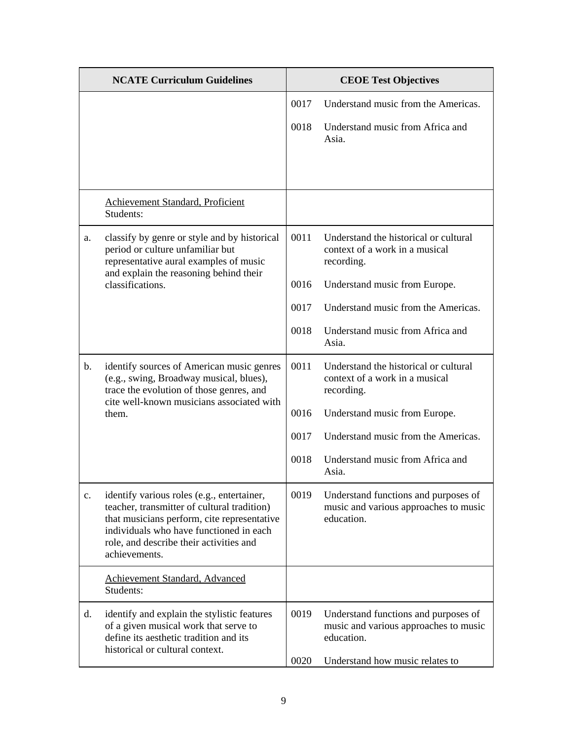| NCATE Curriculum Guidelines | CEOE Test Objectives |
|---|---|
| | 0017 Understand music from the Americas.<br><br>0018 Understand music from Africa and Asia. |
| Achievement Standard, Proficient Students: | |
| a. classify by genre or style and by historical period or culture unfamiliar but representative aural examples of music and explain the reasoning behind their classifications. | 0011 Understand the historical or cultural context of a work in a musical recording.<br><br>0016 Understand music from Europe.<br><br>0017 Understand music from the Americas.<br><br>0018 Understand music from Africa and Asia. |
| b. identify sources of American music genres (e.g., swing, Broadway musical, blues), trace the evolution of those genres, and cite well-known musicians associated with them. | 0011 Understand the historical or cultural context of a work in a musical recording.<br><br>0016 Understand music from Europe.<br><br>0017 Understand music from the Americas.<br><br>0018 Understand music from Africa and Asia. |
| c. identify various roles (e.g., entertainer, teacher, transmitter of cultural tradition) that musicians perform, cite representative individuals who have functioned in each role, and describe their activities and achievements. | 0019 Understand functions and purposes of music and various approaches to music education. |
| Achievement Standard, Advanced Students: | |
| d. identify and explain the stylistic features of a given musical work that serve to define its aesthetic tradition and its historical or cultural context. | 0019 Understand functions and purposes of music and various approaches to music education.<br><br>0020 Understand how music relates to |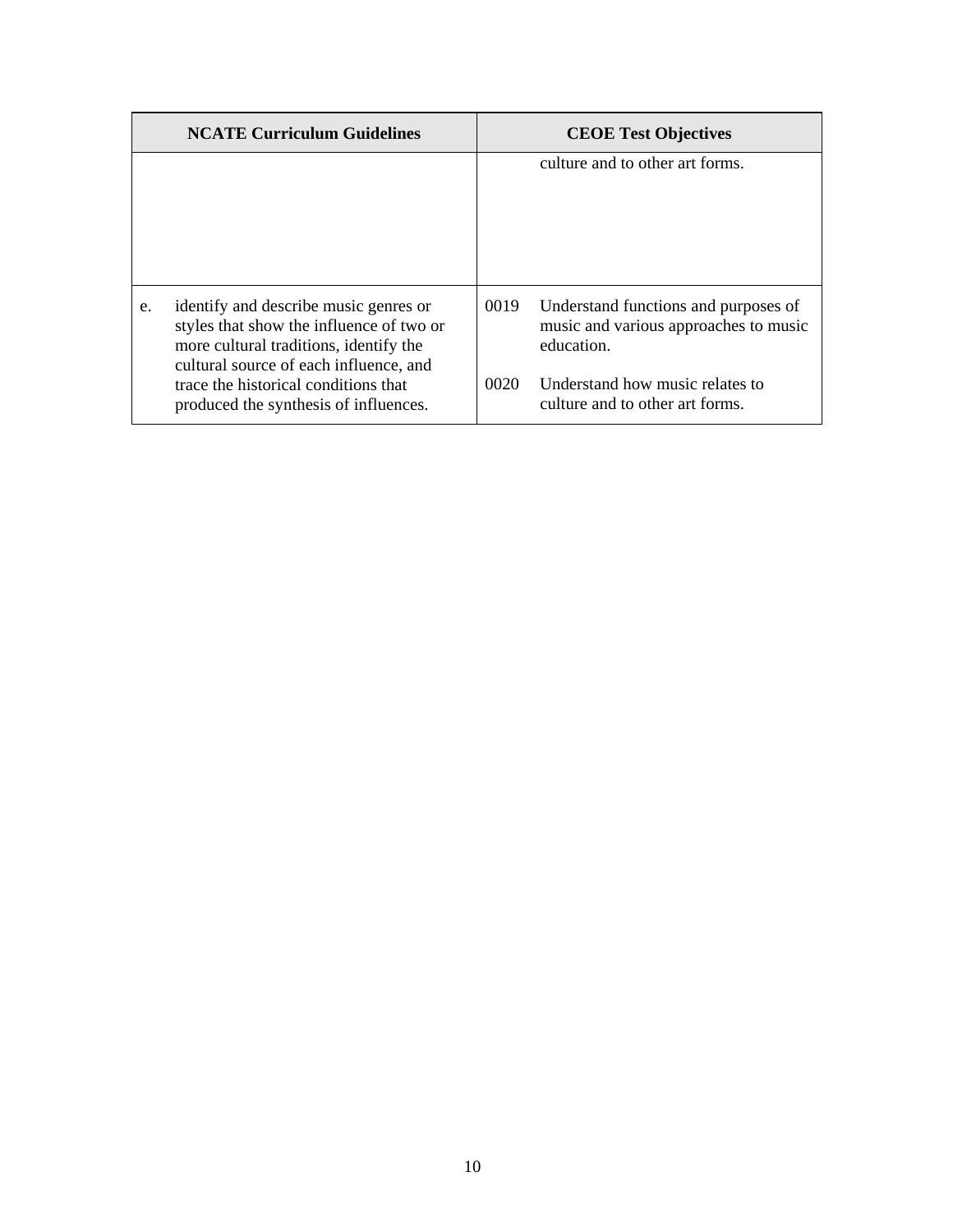| NCATE Curriculum Guidelines | CEOE Test Objectives |
|---|---|
| | culture and to other art forms. |
| e. identify and describe music genres or styles that show the influence of two or more cultural traditions, identify the cultural source of each influence, and trace the historical conditions that produced the synthesis of influences. | 0019 Understand functions and purposes of music and various approaches to music education.<br><br>0020 Understand how music relates to culture and to other art forms. |